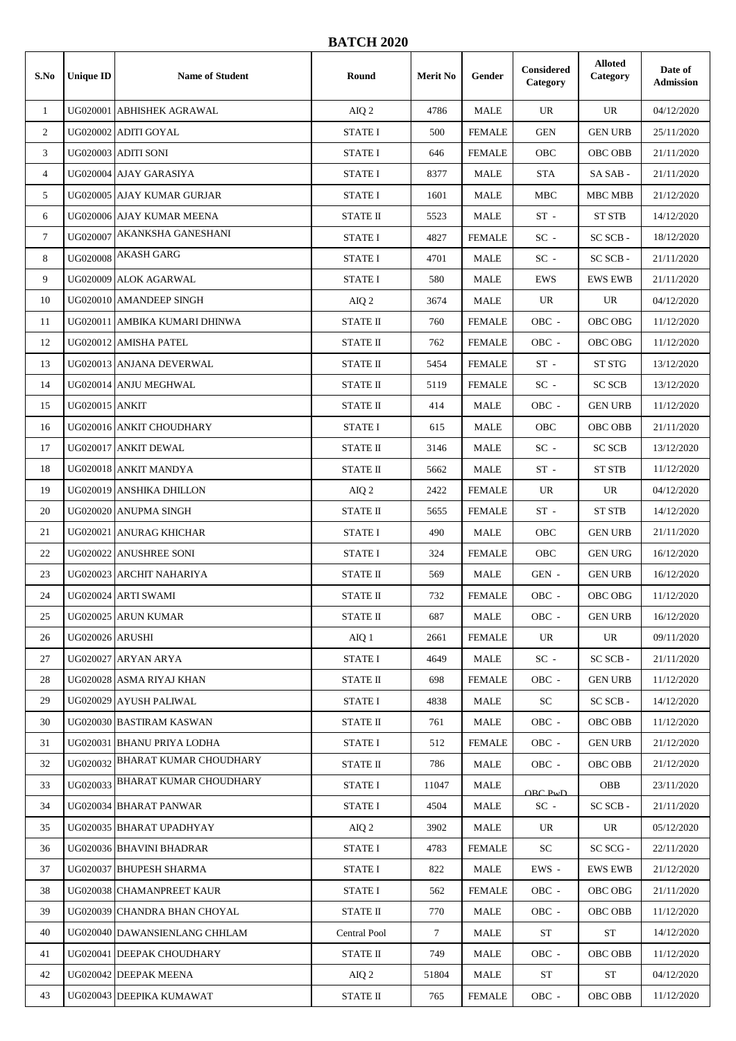# BATCH 2020

| S.No | Unique ID | Name of Student | Round | Merit No | Gender | Considered Category | Alloted Category | Date of Admission |
|---|---|---|---|---|---|---|---|---|
| 1 | UG020001 | ABHISHEK AGRAWAL | AIQ 2 | 4786 | MALE | UR | UR | 04/12/2020 |
| 2 | UG020002 | ADITI GOYAL | STATE I | 500 | FEMALE | GEN | GEN URB | 25/11/2020 |
| 3 | UG020003 | ADITI SONI | STATE I | 646 | FEMALE | OBC | OBC OBB | 21/11/2020 |
| 4 | UG020004 | AJAY GARASIYA | STATE I | 8377 | MALE | STA | SA SAB - | 21/11/2020 |
| 5 | UG020005 | AJAY KUMAR GURJAR | STATE I | 1601 | MALE | MBC | MBC MBB | 21/12/2020 |
| 6 | UG020006 | AJAY KUMAR MEENA | STATE II | 5523 | MALE | ST - | ST STB | 14/12/2020 |
| 7 | UG020007 | AKANKSHA GANESHANI | STATE I | 4827 | FEMALE | SC - | SC SCB - | 18/12/2020 |
| 8 | UG020008 | AKASH GARG | STATE I | 4701 | MALE | SC - | SC SCB - | 21/11/2020 |
| 9 | UG020009 | ALOK AGARWAL | STATE I | 580 | MALE | EWS | EWS EWB | 21/11/2020 |
| 10 | UG020010 | AMANDEEP SINGH | AIQ 2 | 3674 | MALE | UR | UR | 04/12/2020 |
| 11 | UG020011 | AMBIKA KUMARI DHINWA | STATE II | 760 | FEMALE | OBC - | OBC OBG | 11/12/2020 |
| 12 | UG020012 | AMISHA PATEL | STATE II | 762 | FEMALE | OBC - | OBC OBG | 11/12/2020 |
| 13 | UG020013 | ANJANA DEVERWAL | STATE II | 5454 | FEMALE | ST - | ST STG | 13/12/2020 |
| 14 | UG020014 | ANJU MEGHWAL | STATE II | 5119 | FEMALE | SC - | SC SCB | 13/12/2020 |
| 15 | UG020015 | ANKIT | STATE II | 414 | MALE | OBC - | GEN URB | 11/12/2020 |
| 16 | UG020016 | ANKIT CHOUDHARY | STATE I | 615 | MALE | OBC | OBC OBB | 21/11/2020 |
| 17 | UG020017 | ANKIT DEWAL | STATE II | 3146 | MALE | SC - | SC SCB | 13/12/2020 |
| 18 | UG020018 | ANKIT MANDYA | STATE II | 5662 | MALE | ST - | ST STB | 11/12/2020 |
| 19 | UG020019 | ANSHIKA DHILLON | AIQ 2 | 2422 | FEMALE | UR | UR | 04/12/2020 |
| 20 | UG020020 | ANUPMA SINGH | STATE II | 5655 | FEMALE | ST - | ST STB | 14/12/2020 |
| 21 | UG020021 | ANURAG KHICHAR | STATE I | 490 | MALE | OBC | GEN URB | 21/11/2020 |
| 22 | UG020022 | ANUSHREE SONI | STATE I | 324 | FEMALE | OBC | GEN URG | 16/12/2020 |
| 23 | UG020023 | ARCHIT NAHARIYA | STATE II | 569 | MALE | GEN - | GEN URB | 16/12/2020 |
| 24 | UG020024 | ARTI SWAMI | STATE II | 732 | FEMALE | OBC - | OBC OBG | 11/12/2020 |
| 25 | UG020025 | ARUN KUMAR | STATE II | 687 | MALE | OBC - | GEN URB | 16/12/2020 |
| 26 | UG020026 | ARUSHI | AIQ 1 | 2661 | FEMALE | UR | UR | 09/11/2020 |
| 27 | UG020027 | ARYAN ARYA | STATE I | 4649 | MALE | SC - | SC SCB - | 21/11/2020 |
| 28 | UG020028 | ASMA RIYAJ KHAN | STATE II | 698 | FEMALE | OBC - | GEN URB | 11/12/2020 |
| 29 | UG020029 | AYUSH PALIWAL | STATE I | 4838 | MALE | SC | SC SCB - | 14/12/2020 |
| 30 | UG020030 | BASTIRAM KASWAN | STATE II | 761 | MALE | OBC - | OBC OBB | 11/12/2020 |
| 31 | UG020031 | BHANU PRIYA LODHA | STATE I | 512 | FEMALE | OBC - | GEN URB | 21/12/2020 |
| 32 | UG020032 | BHARAT KUMAR CHOUDHARY | STATE II | 786 | MALE | OBC - | OBC OBB | 21/12/2020 |
| 33 | UG020033 | BHARAT KUMAR CHOUDHARY | STATE I | 11047 | MALE | OBC PwD | OBB | 23/11/2020 |
| 34 | UG020034 | BHARAT PANWAR | STATE I | 4504 | MALE | SC - | SC SCB - | 21/11/2020 |
| 35 | UG020035 | BHARAT UPADHYAY | AIQ 2 | 3902 | MALE | UR | UR | 05/12/2020 |
| 36 | UG020036 | BHAVINI BHADRAR | STATE I | 4783 | FEMALE | SC | SC SCG - | 22/11/2020 |
| 37 | UG020037 | BHUPESH SHARMA | STATE I | 822 | MALE | EWS - | EWS EWB | 21/12/2020 |
| 38 | UG020038 | CHAMANPREET KAUR | STATE I | 562 | FEMALE | OBC - | OBC OBG | 21/11/2020 |
| 39 | UG020039 | CHANDRA BHAN CHOYAL | STATE II | 770 | MALE | OBC - | OBC OBB | 11/12/2020 |
| 40 | UG020040 | DAWANSIENLANG CHHLAM | Central Pool | 7 | MALE | ST | ST | 14/12/2020 |
| 41 | UG020041 | DEEPAK CHOUDHARY | STATE II | 749 | MALE | OBC - | OBC OBB | 11/12/2020 |
| 42 | UG020042 | DEEPAK MEENA | AIQ 2 | 51804 | MALE | ST | ST | 04/12/2020 |
| 43 | UG020043 | DEEPIKA KUMAWAT | STATE II | 765 | FEMALE | OBC - | OBC OBB | 11/12/2020 |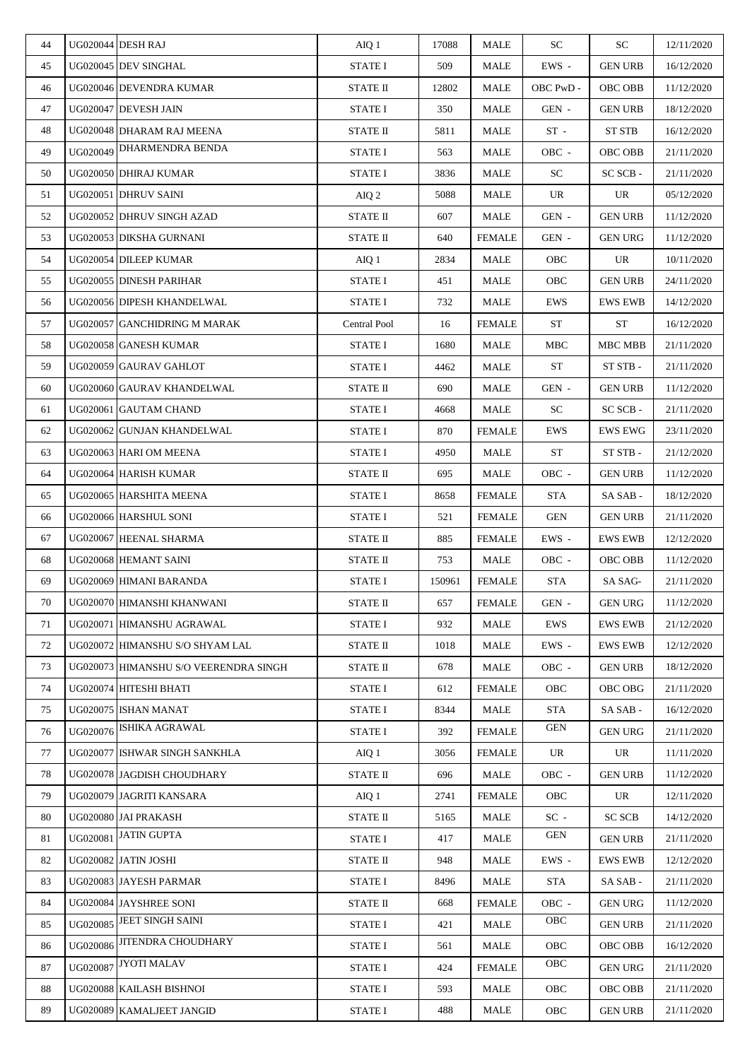| 44 | UG020044 | DESH RAJ | AIQ 1 | 17088 | MALE | SC | SC | 12/11/2020 |
|---|---|---|---|---|---|---|---|---|
| 45 | UG020045 | DEV SINGHAL | STATE I | 509 | MALE | EWS - | GEN URB | 16/12/2020 |
| 46 | UG020046 | DEVENDRA KUMAR | STATE II | 12802 | MALE | OBC PwD - | OBC OBB | 11/12/2020 |
| 47 | UG020047 | DEVESH JAIN | STATE I | 350 | MALE | GEN - | GEN URB | 18/12/2020 |
| 48 | UG020048 | DHARAM RAJ MEENA | STATE II | 5811 | MALE | ST - | ST STB | 16/12/2020 |
| 49 | UG020049 | DHARMENDRA BENDA | STATE I | 563 | MALE | OBC - | OBC OBB | 21/11/2020 |
| 50 | UG020050 | DHIRAJ KUMAR | STATE I | 3836 | MALE | SC | SC SCB - | 21/11/2020 |
| 51 | UG020051 | DHRUV SAINI | AIQ 2 | 5088 | MALE | UR | UR | 05/12/2020 |
| 52 | UG020052 | DHRUV SINGH AZAD | STATE II | 607 | MALE | GEN - | GEN URB | 11/12/2020 |
| 53 | UG020053 | DIKSHA GURNANI | STATE II | 640 | FEMALE | GEN - | GEN URG | 11/12/2020 |
| 54 | UG020054 | DILEEP KUMAR | AIQ 1 | 2834 | MALE | OBC | UR | 10/11/2020 |
| 55 | UG020055 | DINESH PARIHAR | STATE I | 451 | MALE | OBC | GEN URB | 24/11/2020 |
| 56 | UG020056 | DIPESH KHANDELWAL | STATE I | 732 | MALE | EWS | EWS EWB | 14/12/2020 |
| 57 | UG020057 | GANCHIDRING M MARAK | Central Pool | 16 | FEMALE | ST | ST | 16/12/2020 |
| 58 | UG020058 | GANESH KUMAR | STATE I | 1680 | MALE | MBC | MBC MBB | 21/11/2020 |
| 59 | UG020059 | GAURAV GAHLOT | STATE I | 4462 | MALE | ST | ST STB - | 21/11/2020 |
| 60 | UG020060 | GAURAV KHANDELWAL | STATE II | 690 | MALE | GEN - | GEN URB | 11/12/2020 |
| 61 | UG020061 | GAUTAM CHAND | STATE I | 4668 | MALE | SC | SC SCB - | 21/11/2020 |
| 62 | UG020062 | GUNJAN KHANDELWAL | STATE I | 870 | FEMALE | EWS | EWS EWG | 23/11/2020 |
| 63 | UG020063 | HARI OM MEENA | STATE I | 4950 | MALE | ST | ST STB - | 21/12/2020 |
| 64 | UG020064 | HARISH KUMAR | STATE II | 695 | MALE | OBC - | GEN URB | 11/12/2020 |
| 65 | UG020065 | HARSHITA MEENA | STATE I | 8658 | FEMALE | STA | SA SAB - | 18/12/2020 |
| 66 | UG020066 | HARSHUL SONI | STATE I | 521 | FEMALE | GEN | GEN URB | 21/11/2020 |
| 67 | UG020067 | HEENAL SHARMA | STATE II | 885 | FEMALE | EWS - | EWS EWB | 12/12/2020 |
| 68 | UG020068 | HEMANT SAINI | STATE II | 753 | MALE | OBC - | OBC OBB | 11/12/2020 |
| 69 | UG020069 | HIMANI BARANDA | STATE I | 150961 | FEMALE | STA | SA SAG- | 21/11/2020 |
| 70 | UG020070 | HIMANSHI KHANWANI | STATE II | 657 | FEMALE | GEN - | GEN URG | 11/12/2020 |
| 71 | UG020071 | HIMANSHU AGRAWAL | STATE I | 932 | MALE | EWS | EWS EWB | 21/12/2020 |
| 72 | UG020072 | HIMANSHU S/O SHYAM LAL | STATE II | 1018 | MALE | EWS - | EWS EWB | 12/12/2020 |
| 73 | UG020073 | HIMANSHU S/O VEERENDRA SINGH | STATE II | 678 | MALE | OBC - | GEN URB | 18/12/2020 |
| 74 | UG020074 | HITESHI BHATI | STATE I | 612 | FEMALE | OBC | OBC OBG | 21/11/2020 |
| 75 | UG020075 | ISHAN MANAT | STATE I | 8344 | MALE | STA | SA SAB - | 16/12/2020 |
| 76 | UG020076 | ISHIKA AGRAWAL | STATE I | 392 | FEMALE | GEN | GEN URG | 21/11/2020 |
| 77 | UG020077 | ISHWAR SINGH SANKHLA | AIQ 1 | 3056 | FEMALE | UR | UR | 11/11/2020 |
| 78 | UG020078 | JAGDISH CHOUDHARY | STATE II | 696 | MALE | OBC - | GEN URB | 11/12/2020 |
| 79 | UG020079 | JAGRITI KANSARA | AIQ 1 | 2741 | FEMALE | OBC | UR | 12/11/2020 |
| 80 | UG020080 | JAI PRAKASH | STATE II | 5165 | MALE | SC - | SC SCB | 14/12/2020 |
| 81 | UG020081 | JATIN GUPTA | STATE I | 417 | MALE | GEN | GEN URB | 21/11/2020 |
| 82 | UG020082 | JATIN JOSHI | STATE II | 948 | MALE | EWS - | EWS EWB | 12/12/2020 |
| 83 | UG020083 | JAYESH PARMAR | STATE I | 8496 | MALE | STA | SA SAB - | 21/11/2020 |
| 84 | UG020084 | JAYSHREE SONI | STATE II | 668 | FEMALE | OBC - | GEN URG | 11/12/2020 |
| 85 | UG020085 | JEET SINGH SAINI | STATE I | 421 | MALE | OBC | GEN URB | 21/11/2020 |
| 86 | UG020086 | JITENDRA CHOUDHARY | STATE I | 561 | MALE | OBC | OBC OBB | 16/12/2020 |
| 87 | UG020087 | JYOTI MALAV | STATE I | 424 | FEMALE | OBC | GEN URG | 21/11/2020 |
| 88 | UG020088 | KAILASH BISHNOI | STATE I | 593 | MALE | OBC | OBC OBB | 21/11/2020 |
| 89 | UG020089 | KAMALJEET JANGID | STATE I | 488 | MALE | OBC | GEN URB | 21/11/2020 |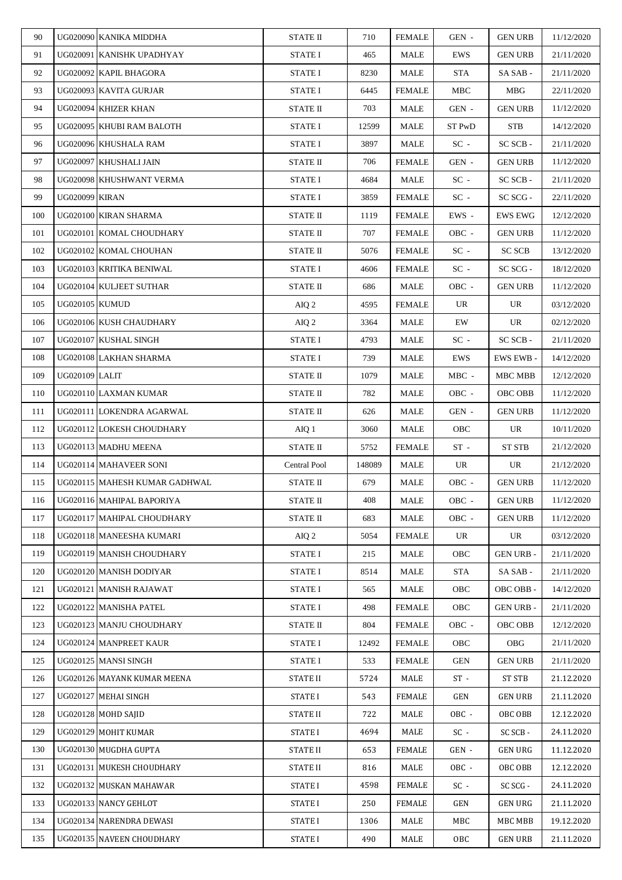| 90 | UG020090 | KANIKA MIDDHA | STATE II | 710 | FEMALE | GEN - | GEN URB | 11/12/2020 |
|---|---|---|---|---|---|---|---|---|
| 91 | UG020091 | KANISHK UPADHYAY | STATE I | 465 | MALE | EWS | GEN URB | 21/11/2020 |
| 92 | UG020092 | KAPIL BHAGORA | STATE I | 8230 | MALE | STA | SA SAB - | 21/11/2020 |
| 93 | UG020093 | KAVITA GURJAR | STATE I | 6445 | FEMALE | MBC | MBG | 22/11/2020 |
| 94 | UG020094 | KHIZER KHAN | STATE II | 703 | MALE | GEN - | GEN URB | 11/12/2020 |
| 95 | UG020095 | KHUBI RAM BALOTH | STATE I | 12599 | MALE | ST PwD | STB | 14/12/2020 |
| 96 | UG020096 | KHUSHALA RAM | STATE I | 3897 | MALE | SC - | SC SCB - | 21/11/2020 |
| 97 | UG020097 | KHUSHALI JAIN | STATE II | 706 | FEMALE | GEN - | GEN URB | 11/12/2020 |
| 98 | UG020098 | KHUSHWANT VERMA | STATE I | 4684 | MALE | SC - | SC SCB - | 21/11/2020 |
| 99 | UG020099 | KIRAN | STATE I | 3859 | FEMALE | SC - | SC SCG - | 22/11/2020 |
| 100 | UG020100 | KIRAN SHARMA | STATE II | 1119 | FEMALE | EWS - | EWS EWG | 12/12/2020 |
| 101 | UG020101 | KOMAL CHOUDHARY | STATE II | 707 | FEMALE | OBC - | GEN URB | 11/12/2020 |
| 102 | UG020102 | KOMAL CHOUHAN | STATE II | 5076 | FEMALE | SC - | SC SCB | 13/12/2020 |
| 103 | UG020103 | KRITIKA BENIWAL | STATE I | 4606 | FEMALE | SC - | SC SCG - | 18/12/2020 |
| 104 | UG020104 | KULJEET SUTHAR | STATE II | 686 | MALE | OBC - | GEN URB | 11/12/2020 |
| 105 | UG020105 | KUMUD | AIQ 2 | 4595 | FEMALE | UR | UR | 03/12/2020 |
| 106 | UG020106 | KUSH CHAUDHARY | AIQ 2 | 3364 | MALE | EW | UR | 02/12/2020 |
| 107 | UG020107 | KUSHAL SINGH | STATE I | 4793 | MALE | SC - | SC SCB - | 21/11/2020 |
| 108 | UG020108 | LAKHAN SHARMA | STATE I | 739 | MALE | EWS | EWS EWB - | 14/12/2020 |
| 109 | UG020109 | LALIT | STATE II | 1079 | MALE | MBC - | MBC MBB | 12/12/2020 |
| 110 | UG020110 | LAXMAN KUMAR | STATE II | 782 | MALE | OBC - | OBC OBB | 11/12/2020 |
| 111 | UG020111 | LOKENDRA AGARWAL | STATE II | 626 | MALE | GEN - | GEN URB | 11/12/2020 |
| 112 | UG020112 | LOKESH CHOUDHARY | AIQ 1 | 3060 | MALE | OBC | UR | 10/11/2020 |
| 113 | UG020113 | MADHU MEENA | STATE II | 5752 | FEMALE | ST - | ST STB | 21/12/2020 |
| 114 | UG020114 | MAHAVEER SONI | Central Pool | 148089 | MALE | UR | UR | 21/12/2020 |
| 115 | UG020115 | MAHESH KUMAR GADHWAL | STATE II | 679 | MALE | OBC - | GEN URB | 11/12/2020 |
| 116 | UG020116 | MAHIPAL BAPORIYA | STATE II | 408 | MALE | OBC - | GEN URB | 11/12/2020 |
| 117 | UG020117 | MAHIPAL CHOUDHARY | STATE II | 683 | MALE | OBC - | GEN URB | 11/12/2020 |
| 118 | UG020118 | MANEESHA KUMARI | AIQ 2 | 5054 | FEMALE | UR | UR | 03/12/2020 |
| 119 | UG020119 | MANISH CHOUDHARY | STATE I | 215 | MALE | OBC | GEN URB - | 21/11/2020 |
| 120 | UG020120 | MANISH DODIYAR | STATE I | 8514 | MALE | STA | SA SAB - | 21/11/2020 |
| 121 | UG020121 | MANISH RAJAWAT | STATE I | 565 | MALE | OBC | OBC OBB - | 14/12/2020 |
| 122 | UG020122 | MANISHA PATEL | STATE I | 498 | FEMALE | OBC | GEN URB - | 21/11/2020 |
| 123 | UG020123 | MANJU CHOUDHARY | STATE II | 804 | FEMALE | OBC - | OBC OBB | 12/12/2020 |
| 124 | UG020124 | MANPREET KAUR | STATE I | 12492 | FEMALE | OBC | OBG | 21/11/2020 |
| 125 | UG020125 | MANSI SINGH | STATE I | 533 | FEMALE | GEN | GEN URB | 21/11/2020 |
| 126 | UG020126 | MAYANK KUMAR MEENA | STATE II | 5724 | MALE | ST - | ST STB | 21.12.2020 |
| 127 | UG020127 | MEHAI SINGH | STATE I | 543 | FEMALE | GEN | GEN URB | 21.11.2020 |
| 128 | UG020128 | MOHD SAJID | STATE II | 722 | MALE | OBC - | OBC OBB | 12.12.2020 |
| 129 | UG020129 | MOHIT KUMAR | STATE I | 4694 | MALE | SC - | SC SCB - | 24.11.2020 |
| 130 | UG020130 | MUGDHA GUPTA | STATE II | 653 | FEMALE | GEN - | GEN URG | 11.12.2020 |
| 131 | UG020131 | MUKESH CHOUDHARY | STATE II | 816 | MALE | OBC - | OBC OBB | 12.12.2020 |
| 132 | UG020132 | MUSKAN MAHAWAR | STATE I | 4598 | FEMALE | SC - | SC SCG - | 24.11.2020 |
| 133 | UG020133 | NANCY GEHLOT | STATE I | 250 | FEMALE | GEN | GEN URG | 21.11.2020 |
| 134 | UG020134 | NARENDRA DEWASI | STATE I | 1306 | MALE | MBC | MBC MBB | 19.12.2020 |
| 135 | UG020135 | NAVEEN CHOUDHARY | STATE I | 490 | MALE | OBC | GEN URB | 21.11.2020 |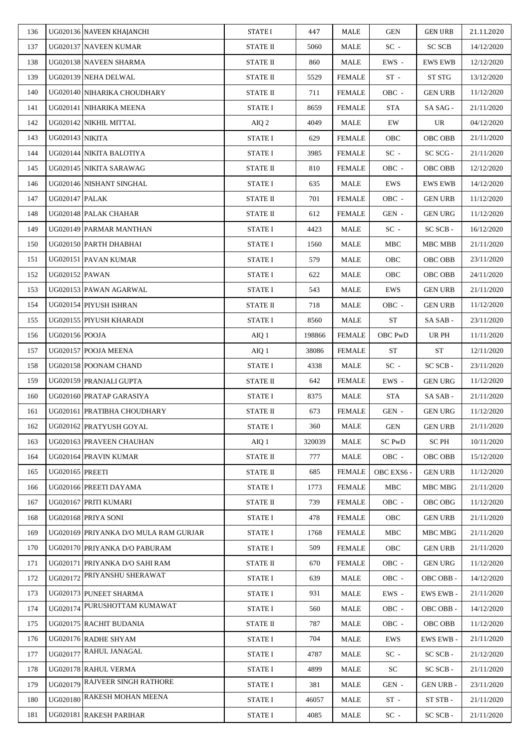| 136 | UG020136 | NAVEEN KHAJANCHI | STATE I | 447 | MALE | GEN | GEN URB | 21.11.2020 |
|---|---|---|---|---|---|---|---|---|
| 137 | UG020137 | NAVEEN KUMAR | STATE II | 5060 | MALE | SC - | SC SCB | 14/12/2020 |
| 138 | UG020138 | NAVEEN SHARMA | STATE II | 860 | MALE | EWS - | EWS EWB | 12/12/2020 |
| 139 | UG020139 | NEHA DELWAL | STATE II | 5529 | FEMALE | ST - | ST STG | 13/12/2020 |
| 140 | UG020140 | NIHARIKA CHOUDHARY | STATE II | 711 | FEMALE | OBC - | GEN URB | 11/12/2020 |
| 141 | UG020141 | NIHARIKA MEENA | STATE I | 8659 | FEMALE | STA | SA SAG - | 21/11/2020 |
| 142 | UG020142 | NIKHIL MITTAL | AIQ 2 | 4049 | MALE | EW | UR | 04/12/2020 |
| 143 | UG020143 | NIKITA | STATE I | 629 | FEMALE | OBC | OBC OBB | 21/11/2020 |
| 144 | UG020144 | NIKITA BALOTIYA | STATE I | 3985 | FEMALE | SC - | SC SCG - | 21/11/2020 |
| 145 | UG020145 | NIKITA SARAWAG | STATE II | 810 | FEMALE | OBC - | OBC OBB | 12/12/2020 |
| 146 | UG020146 | NISHANT SINGHAL | STATE I | 635 | MALE | EWS | EWS EWB | 14/12/2020 |
| 147 | UG020147 | PALAK | STATE II | 701 | FEMALE | OBC - | GEN URB | 11/12/2020 |
| 148 | UG020148 | PALAK CHAHAR | STATE II | 612 | FEMALE | GEN - | GEN URG | 11/12/2020 |
| 149 | UG020149 | PARMAR MANTHAN | STATE I | 4423 | MALE | SC - | SC SCB - | 16/12/2020 |
| 150 | UG020150 | PARTH DHABHAI | STATE I | 1560 | MALE | MBC | MBC MBB | 21/11/2020 |
| 151 | UG020151 | PAVAN KUMAR | STATE I | 579 | MALE | OBC | OBC OBB | 23/11/2020 |
| 152 | UG020152 | PAWAN | STATE I | 622 | MALE | OBC | OBC OBB | 24/11/2020 |
| 153 | UG020153 | PAWAN AGARWAL | STATE I | 543 | MALE | EWS | GEN URB | 21/11/2020 |
| 154 | UG020154 | PIYUSH ISHRAN | STATE II | 718 | MALE | OBC - | GEN URB | 11/12/2020 |
| 155 | UG020155 | PIYUSH KHARADI | STATE I | 8560 | MALE | ST | SA SAB - | 23/11/2020 |
| 156 | UG020156 | POOJA | AIQ 1 | 198866 | FEMALE | OBC PwD | UR PH | 11/11/2020 |
| 157 | UG020157 | POOJA MEENA | AIQ 1 | 38086 | FEMALE | ST | ST | 12/11/2020 |
| 158 | UG020158 | POONAM CHAND | STATE I | 4338 | MALE | SC - | SC SCB - | 23/11/2020 |
| 159 | UG020159 | PRANJALI GUPTA | STATE II | 642 | FEMALE | EWS - | GEN URG | 11/12/2020 |
| 160 | UG020160 | PRATAP GARASIYA | STATE I | 8375 | MALE | STA | SA SAB - | 21/11/2020 |
| 161 | UG020161 | PRATIBHA CHOUDHARY | STATE II | 673 | FEMALE | GEN - | GEN URG | 11/12/2020 |
| 162 | UG020162 | PRATYUSH GOYAL | STATE I | 360 | MALE | GEN | GEN URB | 21/11/2020 |
| 163 | UG020163 | PRAVEEN CHAUHAN | AIQ 1 | 320039 | MALE | SC PwD | SC PH | 10/11/2020 |
| 164 | UG020164 | PRAVIN KUMAR | STATE II | 777 | MALE | OBC - | OBC OBB | 15/12/2020 |
| 165 | UG020165 | PREETI | STATE II | 685 | FEMALE | OBC EXS6 - | GEN URB | 11/12/2020 |
| 166 | UG020166 | PREETI DAYAMA | STATE I | 1773 | FEMALE | MBC | MBC MBG | 21/11/2020 |
| 167 | UG020167 | PRITI KUMARI | STATE II | 739 | FEMALE | OBC - | OBC OBG | 11/12/2020 |
| 168 | UG020168 | PRIYA SONI | STATE I | 478 | FEMALE | OBC | GEN URB | 21/11/2020 |
| 169 | UG020169 | PRIYANKA D/O MULA RAM GURJAR | STATE I | 1768 | FEMALE | MBC | MBC MBG | 21/11/2020 |
| 170 | UG020170 | PRIYANKA D/O PABURAM | STATE I | 509 | FEMALE | OBC | GEN URB | 21/11/2020 |
| 171 | UG020171 | PRIYANKA D/O SAHI RAM | STATE II | 670 | FEMALE | OBC - | GEN URG | 11/12/2020 |
| 172 | UG020172 | PRIYANSHU SHERAWAT | STATE I | 639 | MALE | OBC - | OBC OBB - | 14/12/2020 |
| 173 | UG020173 | PUNEET SHARMA | STATE I | 931 | MALE | EWS - | EWS EWB - | 21/11/2020 |
| 174 | UG020174 | PURUSHOTTAM KUMAWAT | STATE I | 560 | MALE | OBC - | OBC OBB - | 14/12/2020 |
| 175 | UG020175 | RACHIT BUDANIA | STATE II | 787 | MALE | OBC - | OBC OBB | 11/12/2020 |
| 176 | UG020176 | RADHE SHYAM | STATE I | 704 | MALE | EWS | EWS EWB - | 21/11/2020 |
| 177 | UG020177 | RAHUL JANAGAL | STATE I | 4787 | MALE | SC - | SC SCB - | 21/12/2020 |
| 178 | UG020178 | RAHUL VERMA | STATE I | 4899 | MALE | SC | SC SCB - | 21/11/2020 |
| 179 | UG020179 | RAJVEER SINGH RATHORE | STATE I | 381 | MALE | GEN - | GEN URB - | 23/11/2020 |
| 180 | UG020180 | RAKESH MOHAN MEENA | STATE I | 46057 | MALE | ST - | ST STB - | 21/11/2020 |
| 181 | UG020181 | RAKESH PARIHAR | STATE I | 4085 | MALE | SC - | SC SCB - | 21/11/2020 |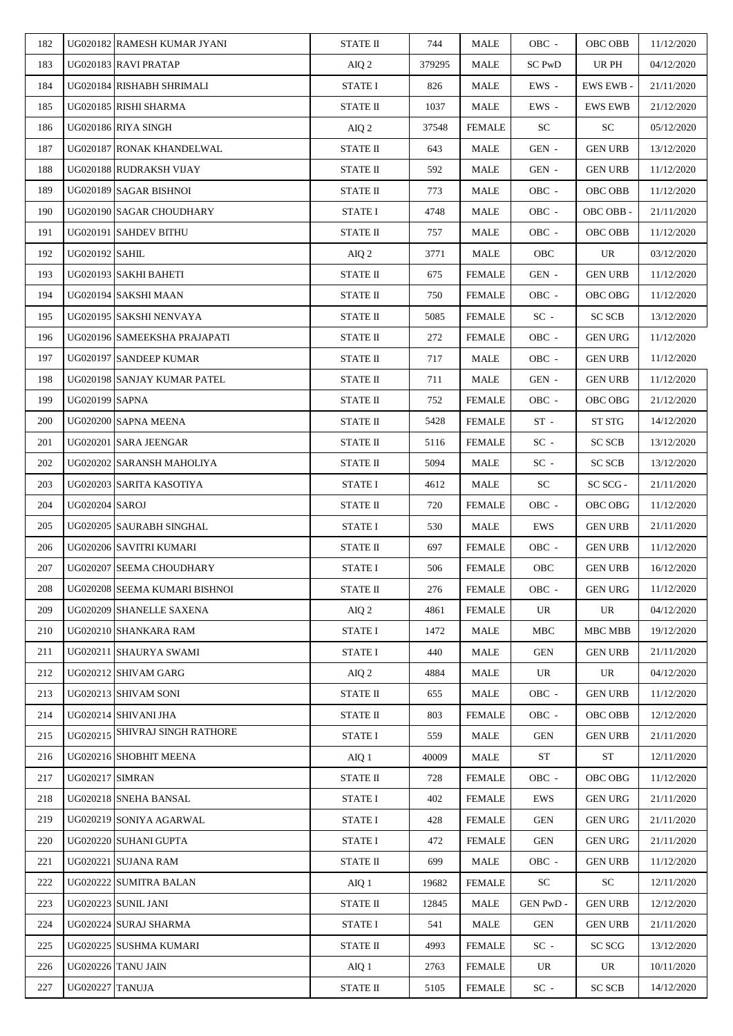| 182 | UG020182 | RAMESH KUMAR JYANI | STATE II | 744 | MALE | OBC - | OBC OBB | 11/12/2020 |
|---|---|---|---|---|---|---|---|---|
| 183 | UG020183 | RAVI PRATAP | AIQ 2 | 379295 | MALE | SC PwD | UR PH | 04/12/2020 |
| 184 | UG020184 | RISHABH SHRIMALI | STATE I | 826 | MALE | EWS - | EWS EWB - | 21/11/2020 |
| 185 | UG020185 | RISHI SHARMA | STATE II | 1037 | MALE | EWS - | EWS EWB | 21/12/2020 |
| 186 | UG020186 | RIYA SINGH | AIQ 2 | 37548 | FEMALE | SC | SC | 05/12/2020 |
| 187 | UG020187 | RONAK KHANDELWAL | STATE II | 643 | MALE | GEN - | GEN URB | 13/12/2020 |
| 188 | UG020188 | RUDRAKSH VIJAY | STATE II | 592 | MALE | GEN - | GEN URB | 11/12/2020 |
| 189 | UG020189 | SAGAR BISHNOI | STATE II | 773 | MALE | OBC - | OBC OBB | 11/12/2020 |
| 190 | UG020190 | SAGAR CHOUDHARY | STATE I | 4748 | MALE | OBC - | OBC OBB - | 21/11/2020 |
| 191 | UG020191 | SAHDEV BITHU | STATE II | 757 | MALE | OBC - | OBC OBB | 11/12/2020 |
| 192 | UG020192 | SAHIL | AIQ 2 | 3771 | MALE | OBC | UR | 03/12/2020 |
| 193 | UG020193 | SAKHI BAHETI | STATE II | 675 | FEMALE | GEN - | GEN URB | 11/12/2020 |
| 194 | UG020194 | SAKSHI MAAN | STATE II | 750 | FEMALE | OBC - | OBC OBG | 11/12/2020 |
| 195 | UG020195 | SAKSHI NENVAYA | STATE II | 5085 | FEMALE | SC - | SC SCB | 13/12/2020 |
| 196 | UG020196 | SAMEEKSHA PRAJAPATI | STATE II | 272 | FEMALE | OBC - | GEN URG | 11/12/2020 |
| 197 | UG020197 | SANDEEP KUMAR | STATE II | 717 | MALE | OBC - | GEN URB | 11/12/2020 |
| 198 | UG020198 | SANJAY KUMAR PATEL | STATE II | 711 | MALE | GEN - | GEN URB | 11/12/2020 |
| 199 | UG020199 | SAPNA | STATE II | 752 | FEMALE | OBC - | OBC OBG | 21/12/2020 |
| 200 | UG020200 | SAPNA MEENA | STATE II | 5428 | FEMALE | ST - | ST STG | 14/12/2020 |
| 201 | UG020201 | SARA JEENGAR | STATE II | 5116 | FEMALE | SC - | SC SCB | 13/12/2020 |
| 202 | UG020202 | SARANSH MAHOLIYA | STATE II | 5094 | MALE | SC - | SC SCB | 13/12/2020 |
| 203 | UG020203 | SARITA KASOTIYA | STATE I | 4612 | MALE | SC | SC SCG - | 21/11/2020 |
| 204 | UG020204 | SAROJ | STATE II | 720 | FEMALE | OBC - | OBC OBG | 11/12/2020 |
| 205 | UG020205 | SAURABH SINGHAL | STATE I | 530 | MALE | EWS | GEN URB | 21/11/2020 |
| 206 | UG020206 | SAVITRI KUMARI | STATE II | 697 | FEMALE | OBC - | GEN URB | 11/12/2020 |
| 207 | UG020207 | SEEMA CHOUDHARY | STATE I | 506 | FEMALE | OBC | GEN URB | 16/12/2020 |
| 208 | UG020208 | SEEMA KUMARI BISHNOI | STATE II | 276 | FEMALE | OBC - | GEN URG | 11/12/2020 |
| 209 | UG020209 | SHANELLE SAXENA | AIQ 2 | 4861 | FEMALE | UR | UR | 04/12/2020 |
| 210 | UG020210 | SHANKARA RAM | STATE I | 1472 | MALE | MBC | MBC MBB | 19/12/2020 |
| 211 | UG020211 | SHAURYA SWAMI | STATE I | 440 | MALE | GEN | GEN URB | 21/11/2020 |
| 212 | UG020212 | SHIVAM GARG | AIQ 2 | 4884 | MALE | UR | UR | 04/12/2020 |
| 213 | UG020213 | SHIVAM SONI | STATE II | 655 | MALE | OBC - | GEN URB | 11/12/2020 |
| 214 | UG020214 | SHIVANI JHA | STATE II | 803 | FEMALE | OBC - | OBC OBB | 12/12/2020 |
| 215 | UG020215 | SHIVRAJ SINGH RATHORE | STATE I | 559 | MALE | GEN | GEN URB | 21/11/2020 |
| 216 | UG020216 | SHOBHIT MEENA | AIQ 1 | 40009 | MALE | ST | ST | 12/11/2020 |
| 217 | UG020217 | SIMRAN | STATE II | 728 | FEMALE | OBC - | OBC OBG | 11/12/2020 |
| 218 | UG020218 | SNEHA BANSAL | STATE I | 402 | FEMALE | EWS | GEN URG | 21/11/2020 |
| 219 | UG020219 | SONIYA AGARWAL | STATE I | 428 | FEMALE | GEN | GEN URG | 21/11/2020 |
| 220 | UG020220 | SUHANI GUPTA | STATE I | 472 | FEMALE | GEN | GEN URG | 21/11/2020 |
| 221 | UG020221 | SUJANA RAM | STATE II | 699 | MALE | OBC - | GEN URB | 11/12/2020 |
| 222 | UG020222 | SUMITRA BALAN | AIQ 1 | 19682 | FEMALE | SC | SC | 12/11/2020 |
| 223 | UG020223 | SUNIL JANI | STATE II | 12845 | MALE | GEN PwD - | GEN URB | 12/12/2020 |
| 224 | UG020224 | SURAJ SHARMA | STATE I | 541 | MALE | GEN | GEN URB | 21/11/2020 |
| 225 | UG020225 | SUSHMA KUMARI | STATE II | 4993 | FEMALE | SC - | SC SCG | 13/12/2020 |
| 226 | UG020226 | TANU JAIN | AIQ 1 | 2763 | FEMALE | UR | UR | 10/11/2020 |
| 227 | UG020227 | TANUJA | STATE II | 5105 | FEMALE | SC - | SC SCB | 14/12/2020 |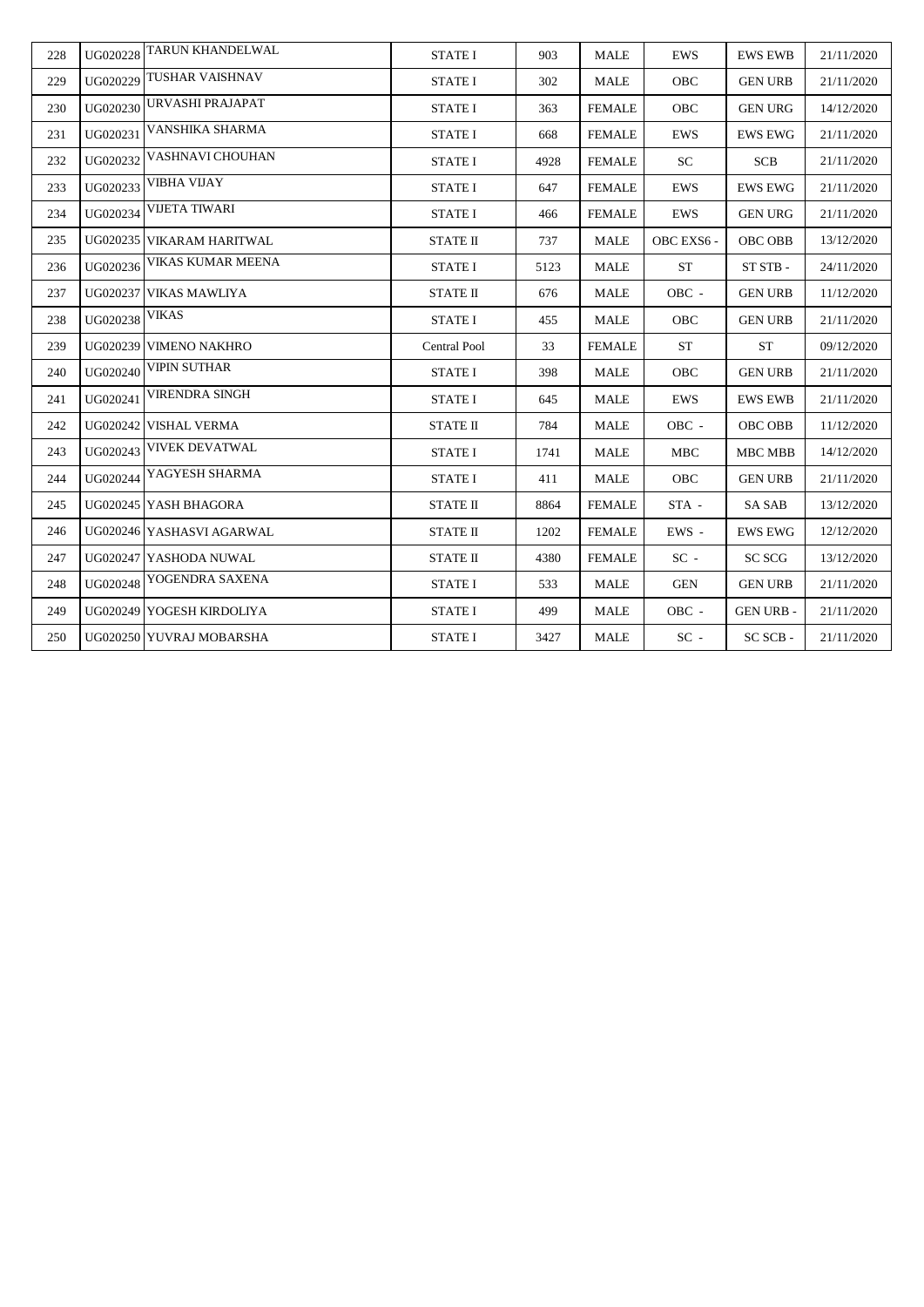| | | | | | | | | |
|---|---|---|---|---|---|---|---|---|
| 228 | UG020228 | TARUN KHANDELWAL | STATE I | 903 | MALE | EWS | EWS EWB | 21/11/2020 |
| 229 | UG020229 | TUSHAR VAISHNAV | STATE I | 302 | MALE | OBC | GEN URB | 21/11/2020 |
| 230 | UG020230 | URVASHI PRAJAPAT | STATE I | 363 | FEMALE | OBC | GEN URG | 14/12/2020 |
| 231 | UG020231 | VANSHIKA SHARMA | STATE I | 668 | FEMALE | EWS | EWS EWG | 21/11/2020 |
| 232 | UG020232 | VASHNAVI CHOUHAN | STATE I | 4928 | FEMALE | SC | SCB | 21/11/2020 |
| 233 | UG020233 | VIBHA VIJAY | STATE I | 647 | FEMALE | EWS | EWS EWG | 21/11/2020 |
| 234 | UG020234 | VIJETA TIWARI | STATE I | 466 | FEMALE | EWS | GEN URG | 21/11/2020 |
| 235 | UG020235 | VIKARAM HARITWAL | STATE II | 737 | MALE | OBC EXS6 - | OBC OBB | 13/12/2020 |
| 236 | UG020236 | VIKAS KUMAR MEENA | STATE I | 5123 | MALE | ST | ST STB - | 24/11/2020 |
| 237 | UG020237 | VIKAS MAWLIYA | STATE II | 676 | MALE | OBC - | GEN URB | 11/12/2020 |
| 238 | UG020238 | VIKAS | STATE I | 455 | MALE | OBC | GEN URB | 21/11/2020 |
| 239 | UG020239 | VIMENO NAKHRO | Central Pool | 33 | FEMALE | ST | ST | 09/12/2020 |
| 240 | UG020240 | VIPIN SUTHAR | STATE I | 398 | MALE | OBC | GEN URB | 21/11/2020 |
| 241 | UG020241 | VIRENDRA SINGH | STATE I | 645 | MALE | EWS | EWS EWB | 21/11/2020 |
| 242 | UG020242 | VISHAL VERMA | STATE II | 784 | MALE | OBC - | OBC OBB | 11/12/2020 |
| 243 | UG020243 | VIVEK DEVATWAL | STATE I | 1741 | MALE | MBC | MBC MBB | 14/12/2020 |
| 244 | UG020244 | YAGYESH SHARMA | STATE I | 411 | MALE | OBC | GEN URB | 21/11/2020 |
| 245 | UG020245 | YASH BHAGORA | STATE II | 8864 | FEMALE | STA - | SA SAB | 13/12/2020 |
| 246 | UG020246 | YASHASVI AGARWAL | STATE II | 1202 | FEMALE | EWS - | EWS EWG | 12/12/2020 |
| 247 | UG020247 | YASHODA NUWAL | STATE II | 4380 | FEMALE | SC - | SC SCG | 13/12/2020 |
| 248 | UG020248 | YOGENDRA SAXENA | STATE I | 533 | MALE | GEN | GEN URB | 21/11/2020 |
| 249 | UG020249 | YOGESH KIRDOLIYA | STATE I | 499 | MALE | OBC - | GEN URB - | 21/11/2020 |
| 250 | UG020250 | YUVRAJ MOBARSHA | STATE I | 3427 | MALE | SC - | SC SCB - | 21/11/2020 |